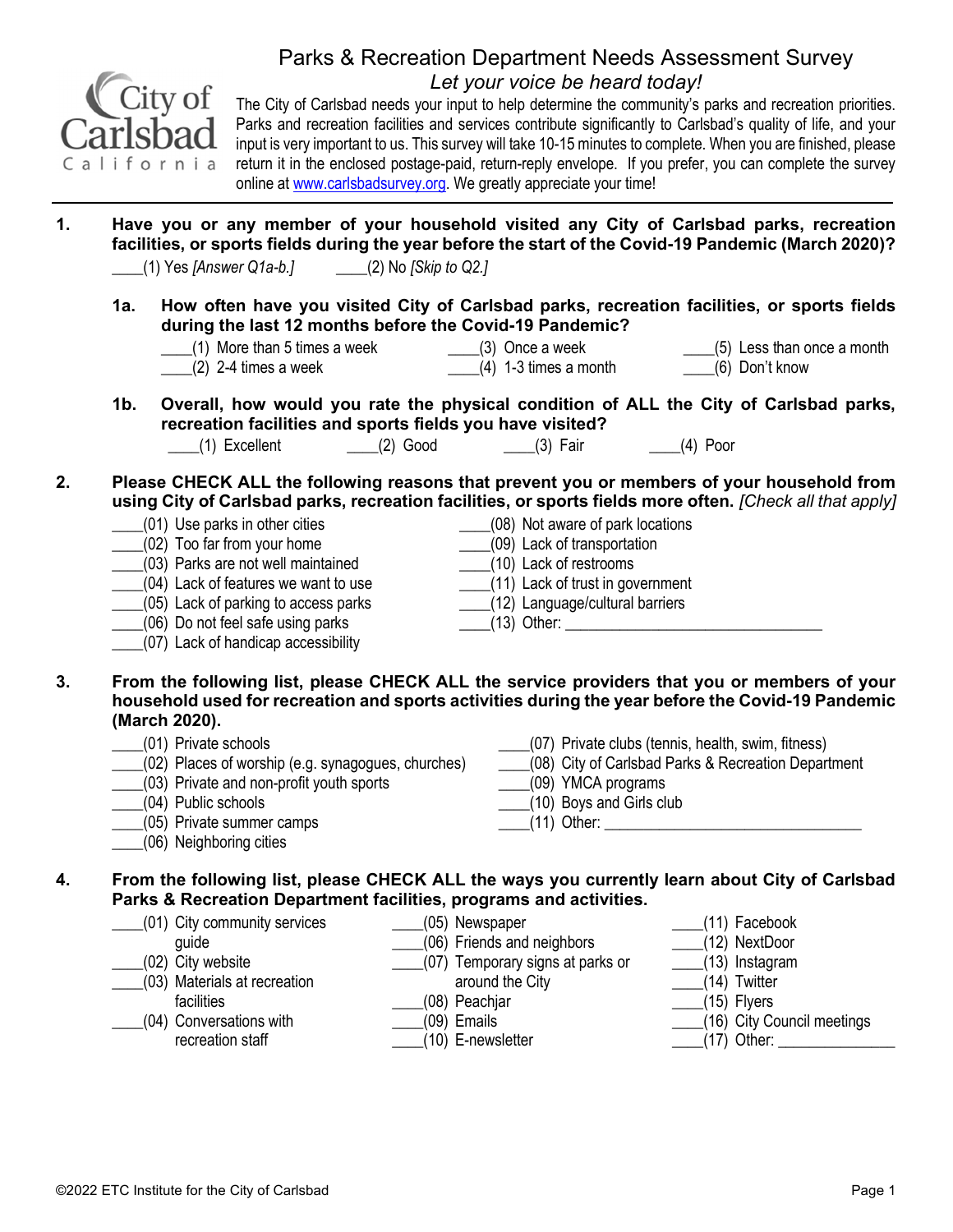# Parks & Recreation Department Needs Assessment Survey

*Let your voice be heard today!*

City of Carlsbad California

The City of Carlsbad needs your input to help determine the community's parks and recreation priorities. Parks and recreation facilities and services contribute significantly to Carlsbad's quality of life, and your input is very important to us. This survey will take 10-15 minutes to complete. When you are finished, please return it in the enclosed postage-paid, return-reply envelope. If you prefer, you can complete the survey online at www.carlsbadsurvey.org. We greatly appreciate your time!

---

**1. Have you or any member of your household visited any City of Carlsbad parks, recreation facilities, or sports fields during the year before the start of the Covid-19 Pandemic (March 2020)?**

____(1) Yes *[Answer Q1a-b.]* ____(2) No *[Skip to Q2.]*

**1a. How often have you visited City of Carlsbad parks, recreation facilities, or sports fields during the last 12 months before the Covid-19 Pandemic?**

____(1) More than 5 times a week
____(2) 2-4 times a week
____(3) Once a week
____(4) 1-3 times a month
____(5) Less than once a month
____(6) Don't know

**1b. Overall, how would you rate the physical condition of ALL the City of Carlsbad parks, recreation facilities and sports fields you have visited?**

____(1) Excellent ____(2) Good ____(3) Fair ____(4) Poor

**2. Please CHECK ALL the following reasons that prevent you or members of your household from using City of Carlsbad parks, recreation facilities, or sports fields more often.** *[Check all that apply]*

____(01) Use parks in other cities
____(02) Too far from your home
____(03) Parks are not well maintained
____(04) Lack of features we want to use
____(05) Lack of parking to access parks
____(06) Do not feel safe using parks
____(07) Lack of handicap accessibility
____(08) Not aware of park locations
____(09) Lack of transportation
____(10) Lack of restrooms
____(11) Lack of trust in government
____(12) Language/cultural barriers
____(13) Other: ______________________________

**3. From the following list, please CHECK ALL the service providers that you or members of your household used for recreation and sports activities during the year before the Covid-19 Pandemic (March 2020).**

____(01) Private schools
____(02) Places of worship (e.g. synagogues, churches)
____(03) Private and non-profit youth sports
____(04) Public schools
____(05) Private summer camps
____(06) Neighboring cities
____(07) Private clubs (tennis, health, swim, fitness)
____(08) City of Carlsbad Parks & Recreation Department
____(09) YMCA programs
____(10) Boys and Girls club
____(11) Other: ______________________________

**4. From the following list, please CHECK ALL the ways you currently learn about City of Carlsbad Parks & Recreation Department facilities, programs and activities.**

____(01) City community services guide
____(02) City website
____(03) Materials at recreation facilities
____(04) Conversations with recreation staff
____(05) Newspaper
____(06) Friends and neighbors
____(07) Temporary signs at parks or around the City
____(08) Peachjar
____(09) Emails
____(10) E-newsletter
____(11) Facebook
____(12) NextDoor
____(13) Instagram
____(14) Twitter
____(15) Flyers
____(16) City Council meetings
____(17) Other: ______________

©2022 ETC Institute for the City of Carlsbad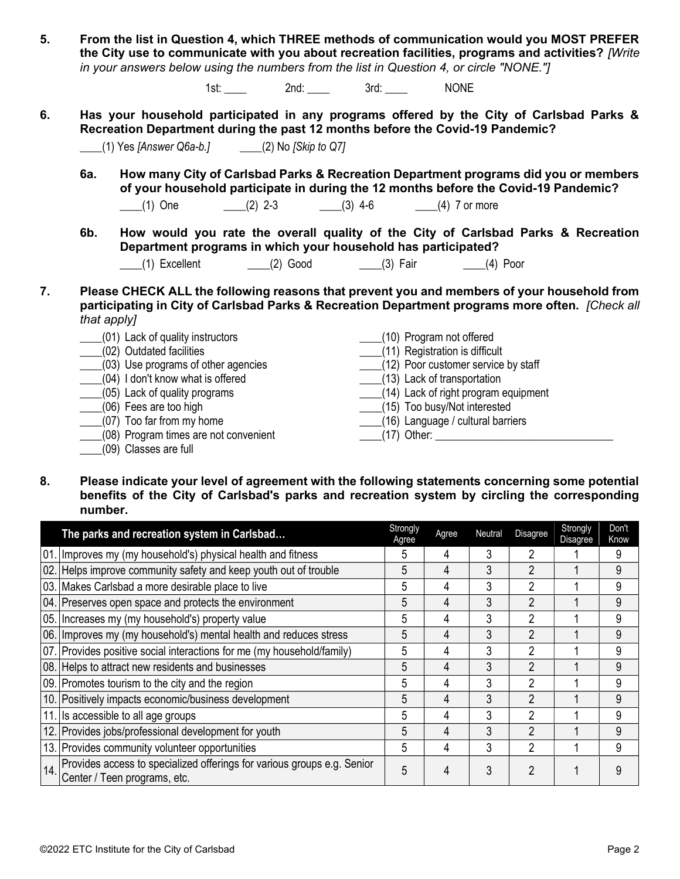**5. From the list in Question 4, which THREE methods of communication would you MOST PREFER the City use to communicate with you about recreation facilities, programs and activities?** *[Write in your answers below using the numbers from the list in Question 4, or circle "NONE."]*

1st: ____ 2nd: ____ 3rd: ____ NONE

**6. Has your household participated in any programs offered by the City of Carlsbad Parks & Recreation Department during the past 12 months before the Covid-19 Pandemic?**

____(1) Yes *[Answer Q6a-b.]* ____(2) No *[Skip to Q7]*

**6a. How many City of Carlsbad Parks & Recreation Department programs did you or members of your household participate in during the 12 months before the Covid-19 Pandemic?**

____(1) One ____(2) 2-3 ____(3) 4-6 ____(4) 7 or more

**6b. How would you rate the overall quality of the City of Carlsbad Parks & Recreation Department programs in which your household has participated?**

____(1) Excellent ____(2) Good ____(3) Fair ____(4) Poor

**7. Please CHECK ALL the following reasons that prevent you and members of your household from participating in City of Carlsbad Parks & Recreation Department programs more often.** *[Check all that apply]*

____(01) Lack of quality instructors
____(02) Outdated facilities
____(03) Use programs of other agencies
____(04) I don't know what is offered
____(05) Lack of quality programs
____(06) Fees are too high
____(07) Too far from my home
____(08) Program times are not convenient
____(09) Classes are full
____(10) Program not offered
____(11) Registration is difficult
____(12) Poor customer service by staff
____(13) Lack of transportation
____(14) Lack of right program equipment
____(15) Too busy/Not interested
____(16) Language / cultural barriers
____(17) Other: _______________________________

**8. Please indicate your level of agreement with the following statements concerning some potential benefits of the City of Carlsbad's parks and recreation system by circling the corresponding number.**

| | The parks and recreation system in Carlsbad… | Strongly Agree | Agree | Neutral | Disagree | Strongly Disagree | Don't Know |
|---|---|---|---|---|---|---|---|
| 01. | Improves my (my household's) physical health and fitness | 5 | 4 | 3 | 2 | 1 | 9 |
| 02. | Helps improve community safety and keep youth out of trouble | 5 | 4 | 3 | 2 | 1 | 9 |
| 03. | Makes Carlsbad a more desirable place to live | 5 | 4 | 3 | 2 | 1 | 9 |
| 04. | Preserves open space and protects the environment | 5 | 4 | 3 | 2 | 1 | 9 |
| 05. | Increases my (my household's) property value | 5 | 4 | 3 | 2 | 1 | 9 |
| 06. | Improves my (my household's) mental health and reduces stress | 5 | 4 | 3 | 2 | 1 | 9 |
| 07. | Provides positive social interactions for me (my household/family) | 5 | 4 | 3 | 2 | 1 | 9 |
| 08. | Helps to attract new residents and businesses | 5 | 4 | 3 | 2 | 1 | 9 |
| 09. | Promotes tourism to the city and the region | 5 | 4 | 3 | 2 | 1 | 9 |
| 10. | Positively impacts economic/business development | 5 | 4 | 3 | 2 | 1 | 9 |
| 11. | Is accessible to all age groups | 5 | 4 | 3 | 2 | 1 | 9 |
| 12. | Provides jobs/professional development for youth | 5 | 4 | 3 | 2 | 1 | 9 |
| 13. | Provides community volunteer opportunities | 5 | 4 | 3 | 2 | 1 | 9 |
| 14. | Provides access to specialized offerings for various groups e.g. Senior Center / Teen programs, etc. | 5 | 4 | 3 | 2 | 1 | 9 |

©2022 ETC Institute for the City of Carlsbad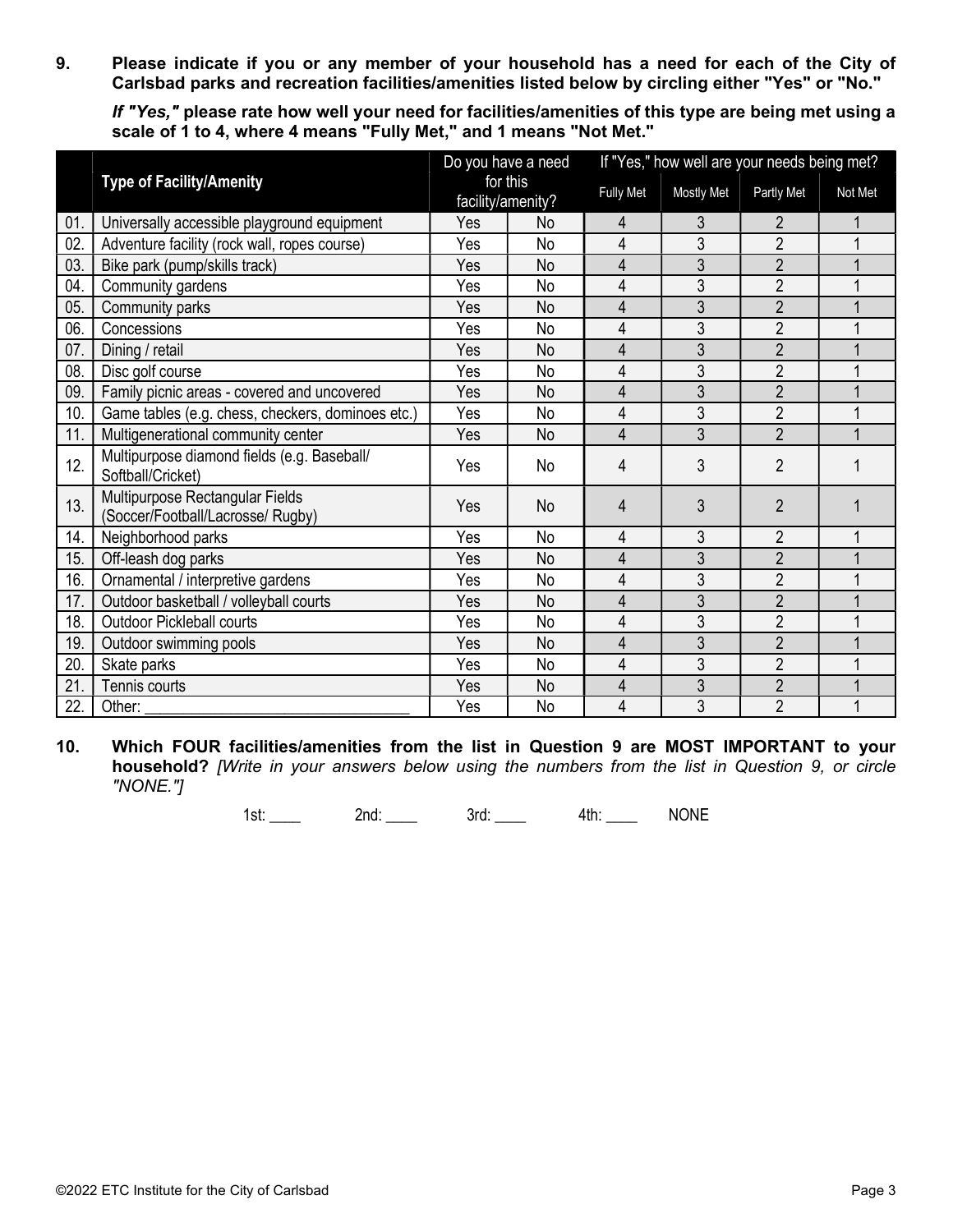**9. Please indicate if you or any member of your household has a need for each of the City of Carlsbad parks and recreation facilities/amenities listed below by circling either "Yes" or "No."**

***If "Yes,"* please rate how well your need for facilities/amenities of this type are being met using a scale of 1 to 4, where 4 means "Fully Met," and 1 means "Not Met."**

| | Type of Facility/Amenity | Do you have a need for this facility/amenity? | | If "Yes," how well are your needs being met? | | | |
|---|---|---|---|---|---|---|---|
| | | | | Fully Met | Mostly Met | Partly Met | Not Met |
| 01. | Universally accessible playground equipment | Yes | No | 4 | 3 | 2 | 1 |
| 02. | Adventure facility (rock wall, ropes course) | Yes | No | 4 | 3 | 2 | 1 |
| 03. | Bike park (pump/skills track) | Yes | No | 4 | 3 | 2 | 1 |
| 04. | Community gardens | Yes | No | 4 | 3 | 2 | 1 |
| 05. | Community parks | Yes | No | 4 | 3 | 2 | 1 |
| 06. | Concessions | Yes | No | 4 | 3 | 2 | 1 |
| 07. | Dining / retail | Yes | No | 4 | 3 | 2 | 1 |
| 08. | Disc golf course | Yes | No | 4 | 3 | 2 | 1 |
| 09. | Family picnic areas - covered and uncovered | Yes | No | 4 | 3 | 2 | 1 |
| 10. | Game tables (e.g. chess, checkers, dominoes etc.) | Yes | No | 4 | 3 | 2 | 1 |
| 11. | Multigenerational community center | Yes | No | 4 | 3 | 2 | 1 |
| 12. | Multipurpose diamond fields (e.g. Baseball/ Softball/Cricket) | Yes | No | 4 | 3 | 2 | 1 |
| 13. | Multipurpose Rectangular Fields (Soccer/Football/Lacrosse/ Rugby) | Yes | No | 4 | 3 | 2 | 1 |
| 14. | Neighborhood parks | Yes | No | 4 | 3 | 2 | 1 |
| 15. | Off-leash dog parks | Yes | No | 4 | 3 | 2 | 1 |
| 16. | Ornamental / interpretive gardens | Yes | No | 4 | 3 | 2 | 1 |
| 17. | Outdoor basketball / volleyball courts | Yes | No | 4 | 3 | 2 | 1 |
| 18. | Outdoor Pickleball courts | Yes | No | 4 | 3 | 2 | 1 |
| 19. | Outdoor swimming pools | Yes | No | 4 | 3 | 2 | 1 |
| 20. | Skate parks | Yes | No | 4 | 3 | 2 | 1 |
| 21. | Tennis courts | Yes | No | 4 | 3 | 2 | 1 |
| 22. | Other: ________________________________ | Yes | No | 4 | 3 | 2 | 1 |

**10. Which FOUR facilities/amenities from the list in Question 9 are MOST IMPORTANT to your household?** *[Write in your answers below using the numbers from the list in Question 9, or circle "NONE."]*

1st: ____ 2nd: ____ 3rd: ____ 4th: ____ NONE

©2022 ETC Institute for the City of Carlsbad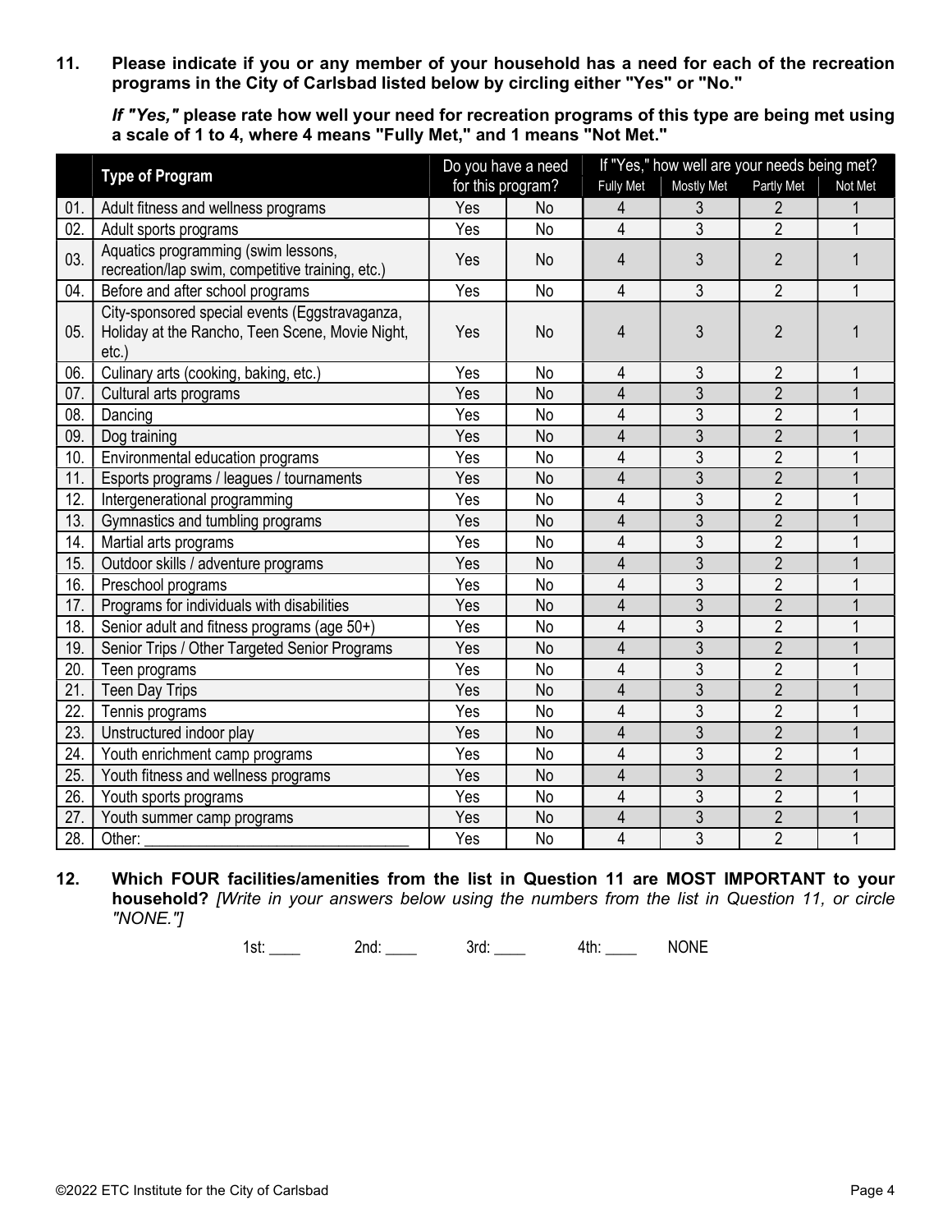**11. Please indicate if you or any member of your household has a need for each of the recreation programs in the City of Carlsbad listed below by circling either "Yes" or "No."**

***If "Yes,"* please rate how well your need for recreation programs of this type are being met using a scale of 1 to 4, where 4 means "Fully Met," and 1 means "Not Met."**

| | Type of Program | Do you have a need for this program? | | If "Yes," how well are your needs being met? | | | |
|---|---|---|---|---|---|---|---|
| | | | | Fully Met | Mostly Met | Partly Met | Not Met |
| 01. | Adult fitness and wellness programs | Yes | No | 4 | 3 | 2 | 1 |
| 02. | Adult sports programs | Yes | No | 4 | 3 | 2 | 1 |
| 03. | Aquatics programming (swim lessons, recreation/lap swim, competitive training, etc.) | Yes | No | 4 | 3 | 2 | 1 |
| 04. | Before and after school programs | Yes | No | 4 | 3 | 2 | 1 |
| 05. | City-sponsored special events (Eggstravaganza, Holiday at the Rancho, Teen Scene, Movie Night, etc.) | Yes | No | 4 | 3 | 2 | 1 |
| 06. | Culinary arts (cooking, baking, etc.) | Yes | No | 4 | 3 | 2 | 1 |
| 07. | Cultural arts programs | Yes | No | 4 | 3 | 2 | 1 |
| 08. | Dancing | Yes | No | 4 | 3 | 2 | 1 |
| 09. | Dog training | Yes | No | 4 | 3 | 2 | 1 |
| 10. | Environmental education programs | Yes | No | 4 | 3 | 2 | 1 |
| 11. | Esports programs / leagues / tournaments | Yes | No | 4 | 3 | 2 | 1 |
| 12. | Intergenerational programming | Yes | No | 4 | 3 | 2 | 1 |
| 13. | Gymnastics and tumbling programs | Yes | No | 4 | 3 | 2 | 1 |
| 14. | Martial arts programs | Yes | No | 4 | 3 | 2 | 1 |
| 15. | Outdoor skills / adventure programs | Yes | No | 4 | 3 | 2 | 1 |
| 16. | Preschool programs | Yes | No | 4 | 3 | 2 | 1 |
| 17. | Programs for individuals with disabilities | Yes | No | 4 | 3 | 2 | 1 |
| 18. | Senior adult and fitness programs (age 50+) | Yes | No | 4 | 3 | 2 | 1 |
| 19. | Senior Trips / Other Targeted Senior Programs | Yes | No | 4 | 3 | 2 | 1 |
| 20. | Teen programs | Yes | No | 4 | 3 | 2 | 1 |
| 21. | Teen Day Trips | Yes | No | 4 | 3 | 2 | 1 |
| 22. | Tennis programs | Yes | No | 4 | 3 | 2 | 1 |
| 23. | Unstructured indoor play | Yes | No | 4 | 3 | 2 | 1 |
| 24. | Youth enrichment camp programs | Yes | No | 4 | 3 | 2 | 1 |
| 25. | Youth fitness and wellness programs | Yes | No | 4 | 3 | 2 | 1 |
| 26. | Youth sports programs | Yes | No | 4 | 3 | 2 | 1 |
| 27. | Youth summer camp programs | Yes | No | 4 | 3 | 2 | 1 |
| 28. | Other: ________________________________ | Yes | No | 4 | 3 | 2 | 1 |

**12. Which FOUR facilities/amenities from the list in Question 11 are MOST IMPORTANT to your household?** *[Write in your answers below using the numbers from the list in Question 11, or circle "NONE."]*

1st: ____ 2nd: ____ 3rd: ____ 4th: ____ NONE

©2022 ETC Institute for the City of Carlsbad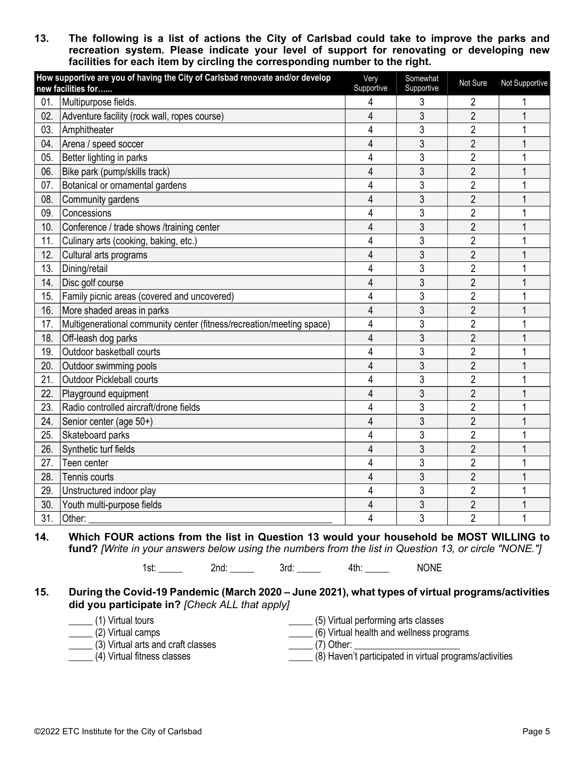**13. The following is a list of actions the City of Carlsbad could take to improve the parks and recreation system. Please indicate your level of support for renovating or developing new facilities for each item by circling the corresponding number to the right.**

| | How supportive are you of having the City of Carlsbad renovate and/or develop new facilities for...... | Very Supportive | Somewhat Supportive | Not Sure | Not Supportive |
|---|---|---|---|---|---|
| 01. | Multipurpose fields. | 4 | 3 | 2 | 1 |
| 02. | Adventure facility (rock wall, ropes course) | 4 | 3 | 2 | 1 |
| 03. | Amphitheater | 4 | 3 | 2 | 1 |
| 04. | Arena / speed soccer | 4 | 3 | 2 | 1 |
| 05. | Better lighting in parks | 4 | 3 | 2 | 1 |
| 06. | Bike park (pump/skills track) | 4 | 3 | 2 | 1 |
| 07. | Botanical or ornamental gardens | 4 | 3 | 2 | 1 |
| 08. | Community gardens | 4 | 3 | 2 | 1 |
| 09. | Concessions | 4 | 3 | 2 | 1 |
| 10. | Conference / trade shows /training center | 4 | 3 | 2 | 1 |
| 11. | Culinary arts (cooking, baking, etc.) | 4 | 3 | 2 | 1 |
| 12. | Cultural arts programs | 4 | 3 | 2 | 1 |
| 13. | Dining/retail | 4 | 3 | 2 | 1 |
| 14. | Disc golf course | 4 | 3 | 2 | 1 |
| 15. | Family picnic areas (covered and uncovered) | 4 | 3 | 2 | 1 |
| 16. | More shaded areas in parks | 4 | 3 | 2 | 1 |
| 17. | Multigenerational community center (fitness/recreation/meeting space) | 4 | 3 | 2 | 1 |
| 18. | Off-leash dog parks | 4 | 3 | 2 | 1 |
| 19. | Outdoor basketball courts | 4 | 3 | 2 | 1 |
| 20. | Outdoor swimming pools | 4 | 3 | 2 | 1 |
| 21. | Outdoor Pickleball courts | 4 | 3 | 2 | 1 |
| 22. | Playground equipment | 4 | 3 | 2 | 1 |
| 23. | Radio controlled aircraft/drone fields | 4 | 3 | 2 | 1 |
| 24. | Senior center (age 50+) | 4 | 3 | 2 | 1 |
| 25. | Skateboard parks | 4 | 3 | 2 | 1 |
| 26. | Synthetic turf fields | 4 | 3 | 2 | 1 |
| 27. | Teen center | 4 | 3 | 2 | 1 |
| 28. | Tennis courts | 4 | 3 | 2 | 1 |
| 29. | Unstructured indoor play | 4 | 3 | 2 | 1 |
| 30. | Youth multi-purpose fields | 4 | 3 | 2 | 1 |
| 31. | Other: ____________________ | 4 | 3 | 2 | 1 |

**14. Which FOUR actions from the list in Question 13 would your household be MOST WILLING to fund?** *[Write in your answers below using the numbers from the list in Question 13, or circle "NONE."]*

1st: _____ 2nd: _____ 3rd: _____ 4th: _____ NONE

**15. During the Covid-19 Pandemic (March 2020 – June 2021), what types of virtual programs/activities did you participate in?** *[Check ALL that apply]*

_____ (1) Virtual tours
_____ (2) Virtual camps
_____ (3) Virtual arts and craft classes
_____ (4) Virtual fitness classes
_____ (5) Virtual performing arts classes
_____ (6) Virtual health and wellness programs
_____ (7) Other: ____________________
_____ (8) Haven't participated in virtual programs/activities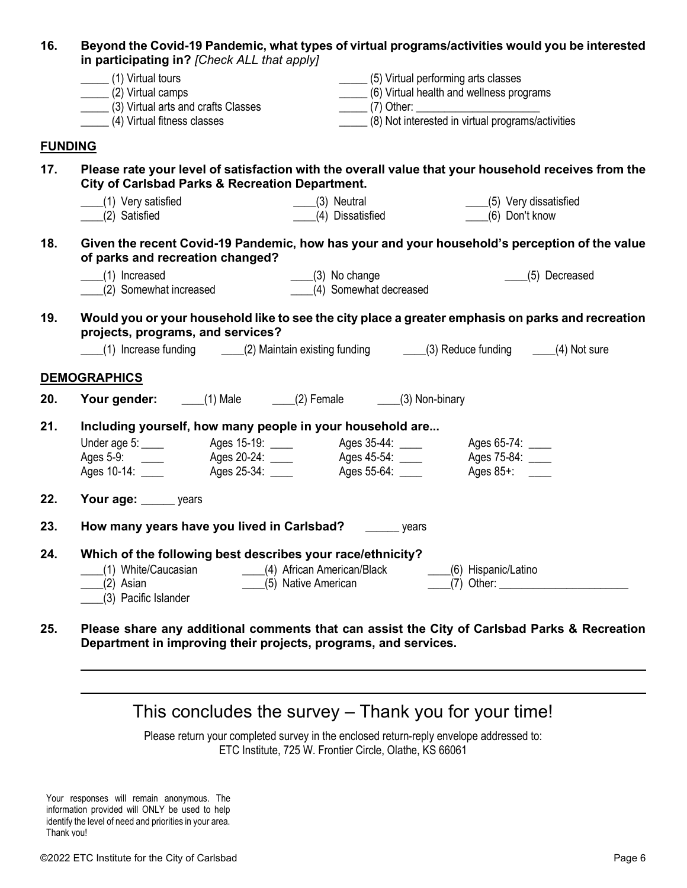**16. Beyond the Covid-19 Pandemic, what types of virtual programs/activities would you be interested in participating in?** *[Check ALL that apply]*

_____ (1) Virtual tours
_____ (2) Virtual camps
_____ (3) Virtual arts and crafts Classes
_____ (4) Virtual fitness classes
_____ (5) Virtual performing arts classes
_____ (6) Virtual health and wellness programs
_____ (7) Other: ____________________
_____ (8) Not interested in virtual programs/activities

## FUNDING

**17. Please rate your level of satisfaction with the overall value that your household receives from the City of Carlsbad Parks & Recreation Department.**

____(1) Very satisfied
____(2) Satisfied
____(3) Neutral
____(4) Dissatisfied
____(5) Very dissatisfied
____(6) Don't know

**18. Given the recent Covid-19 Pandemic, how has your and your household's perception of the value of parks and recreation changed?**

____(1) Increased
____(2) Somewhat increased
____(3) No change
____(4) Somewhat decreased
____(5) Decreased

**19. Would you or your household like to see the city place a greater emphasis on parks and recreation projects, programs, and services?**

____(1) Increase funding ____(2) Maintain existing funding ____(3) Reduce funding ____(4) Not sure

## DEMOGRAPHICS

**20. Your gender:** ____(1) Male ____(2) Female ____(3) Non-binary

**21. Including yourself, how many people in your household are...**

| | | | |
|---|---|---|---|
| Under age 5: ____ | Ages 15-19: ____ | Ages 35-44: ____ | Ages 65-74: ____ |
| Ages 5-9: ____ | Ages 20-24: ____ | Ages 45-54: ____ | Ages 75-84: ____ |
| Ages 10-14: ____ | Ages 25-34: ____ | Ages 55-64: ____ | Ages 85+: ____ |

**22. Your age:** ______ years

**23. How many years have you lived in Carlsbad?** ______ years

**24. Which of the following best describes your race/ethnicity?**

____(1) White/Caucasian
____(2) Asian
____(3) Pacific Islander
____(4) African American/Black
____(5) Native American
____(6) Hispanic/Latino
____(7) Other: ______________________

**25. Please share any additional comments that can assist the City of Carlsbad Parks & Recreation Department in improving their projects, programs, and services.**

______________________________________________________________________

______________________________________________________________________

## This concludes the survey – Thank you for your time!

Please return your completed survey in the enclosed return-reply envelope addressed to:
ETC Institute, 725 W. Frontier Circle, Olathe, KS 66061

Your responses will remain anonymous. The information provided will ONLY be used to help identify the level of need and priorities in your area. Thank you!

©2022 ETC Institute for the City of Carlsbad